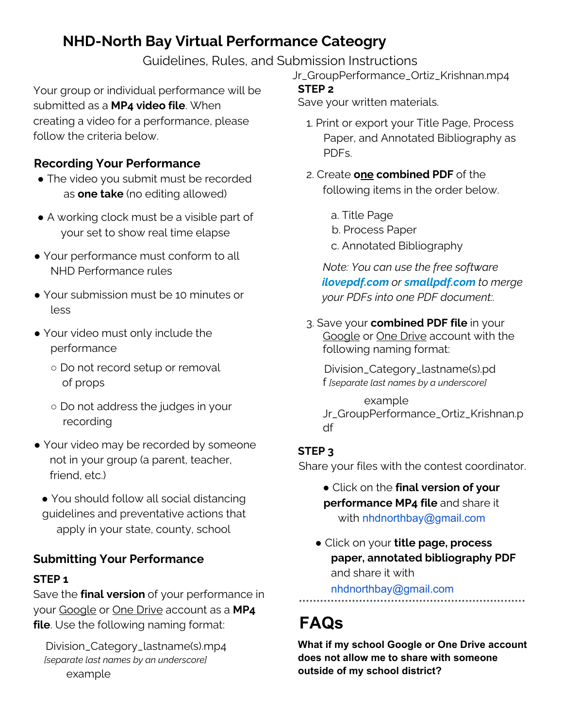# NHD-North Bay Virtual Performance Cateogry

Guidelines, Rules, and Submission Instructions

Your group or individual performance will be submitted as a **MP4 video file**. When creating a video for a performance, please follow the criteria below.

## Recording Your Performance

- The video you submit must be recorded as **one take** (no editing allowed)
- A working clock must be a visible part of your set to show real time elapse
- Your performance must conform to all NHD Performance rules
- Your submission must be 10 minutes or less
- Your video must only include the performance
  - Do not record setup or removal of props
  - Do not address the judges in your recording
- Your video may be recorded by someone not in your group (a parent, teacher, friend, etc.)
- You should follow all social distancing guidelines and preventative actions that apply in your state, county, school

## Submitting Your Performance

**STEP 1**

Save the **final version** of your performance in your Google or One Drive account as a **MP4 file**. Use the following naming format:

Division_Category_lastname(s).mp4
*[separate last names by an underscore]*

example
Jr_GroupPerformance_Ortiz_Krishnan.mp4

**STEP 2**

Save your written materials.

1. Print or export your Title Page, Process Paper, and Annotated Bibliography as PDFs.
2. Create **one combined PDF** of the following items in the order below.
   a. Title Page
   b. Process Paper
   c. Annotated Bibliography

   *Note: You can use the free software **ilovepdf.com** or **smallpdf.com** to merge your PDFs into one PDF document:.*

3. Save your **combined PDF file** in your Google or One Drive account with the following naming format:

   Division_Category_lastname(s).pdf *[separate last names by a underscore]*

   example
   Jr_GroupPerformance_Ortiz_Krishnan.pdf

**STEP 3**

Share your files with the contest coordinator.

- Click on the **final version of your performance MP4 file** and share it with nhdnorthbay@gmail.com
- Click on your **title page, process paper, annotated bibliography PDF** and share it with nhdnorthbay@gmail.com

## FAQs

**What if my school Google or One Drive account does not allow me to share with someone outside of my school district?**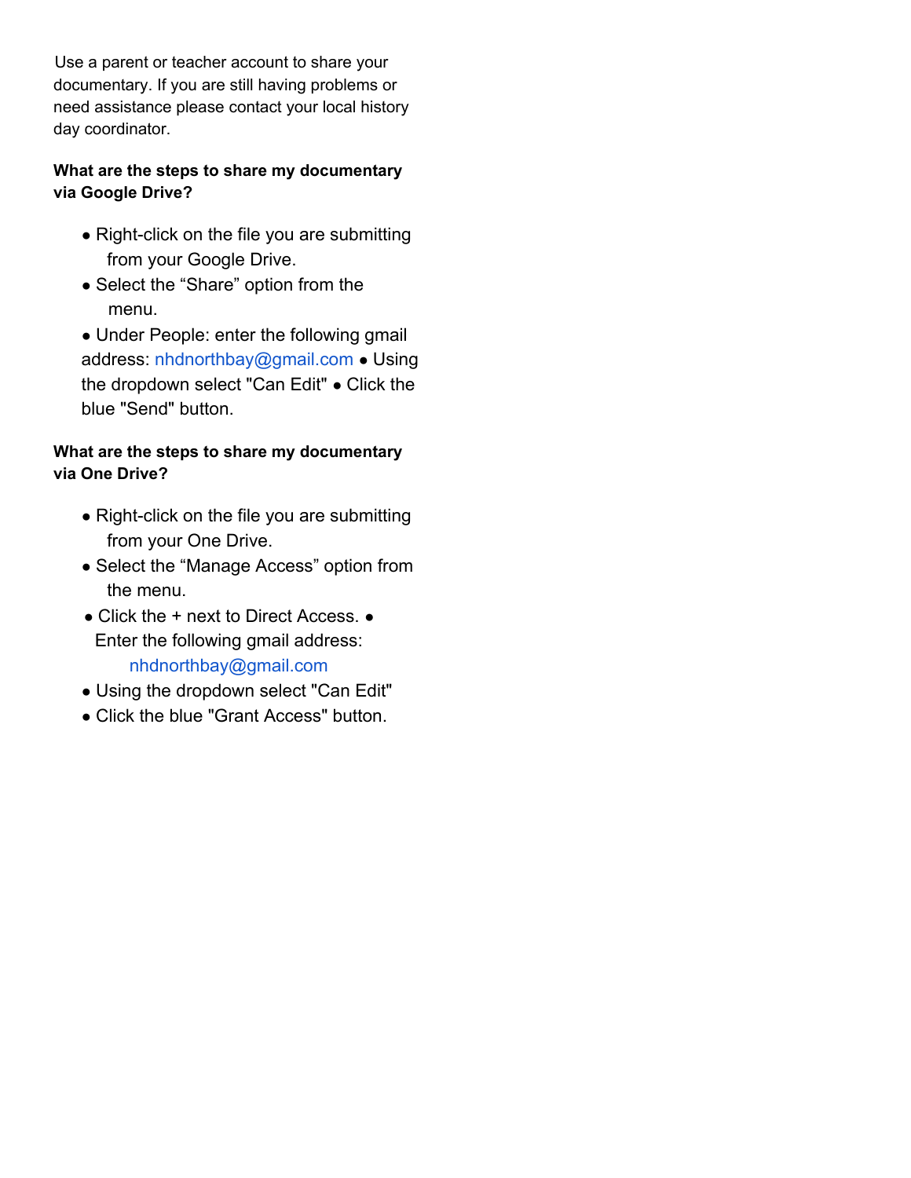Use a parent or teacher account to share your documentary. If you are still having problems or need assistance please contact your local history day coordinator.

**What are the steps to share my documentary via Google Drive?**

- Right-click on the file you are submitting from your Google Drive.
- Select the “Share” option from the menu.
- Under People: enter the following gmail address: nhdnorthbay@gmail.com
- Using the dropdown select "Can Edit"
- Click the blue "Send" button.

**What are the steps to share my documentary via One Drive?**

- Right-click on the file you are submitting from your One Drive.
- Select the “Manage Access” option from the menu.
- Click the + next to Direct Access.
- Enter the following gmail address: nhdnorthbay@gmail.com
- Using the dropdown select "Can Edit"
- Click the blue "Grant Access" button.